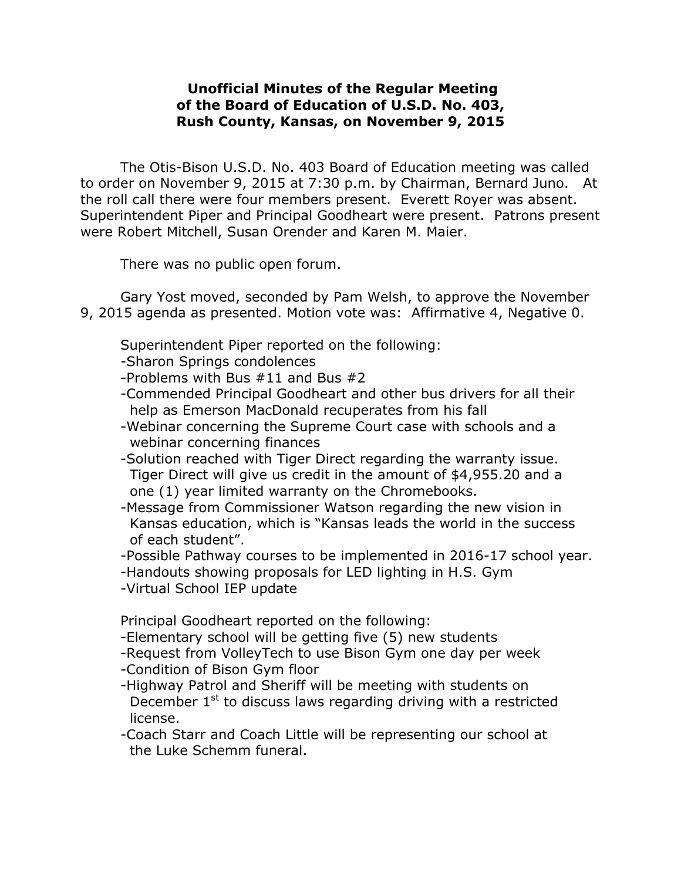# Unofficial Minutes of the Regular Meeting of the Board of Education of U.S.D. No. 403, Rush County, Kansas, on November 9, 2015

The Otis-Bison U.S.D. No. 403 Board of Education meeting was called to order on November 9, 2015 at 7:30 p.m. by Chairman, Bernard Juno. At the roll call there were four members present. Everett Royer was absent. Superintendent Piper and Principal Goodheart were present. Patrons present were Robert Mitchell, Susan Orender and Karen M. Maier.

There was no public open forum.

Gary Yost moved, seconded by Pam Welsh, to approve the November 9, 2015 agenda as presented. Motion vote was: Affirmative 4, Negative 0.

Superintendent Piper reported on the following:

- Sharon Springs condolences
- Problems with Bus #11 and Bus #2
- Commended Principal Goodheart and other bus drivers for all their help as Emerson MacDonald recuperates from his fall
- Webinar concerning the Supreme Court case with schools and a webinar concerning finances
- Solution reached with Tiger Direct regarding the warranty issue. Tiger Direct will give us credit in the amount of $4,955.20 and a one (1) year limited warranty on the Chromebooks.
- Message from Commissioner Watson regarding the new vision in Kansas education, which is "Kansas leads the world in the success of each student".
- Possible Pathway courses to be implemented in 2016-17 school year.
- Handouts showing proposals for LED lighting in H.S. Gym
- Virtual School IEP update

Principal Goodheart reported on the following:

- Elementary school will be getting five (5) new students
- Request from VolleyTech to use Bison Gym one day per week
- Condition of Bison Gym floor
- Highway Patrol and Sheriff will be meeting with students on December 1st to discuss laws regarding driving with a restricted license.
- Coach Starr and Coach Little will be representing our school at the Luke Schemm funeral.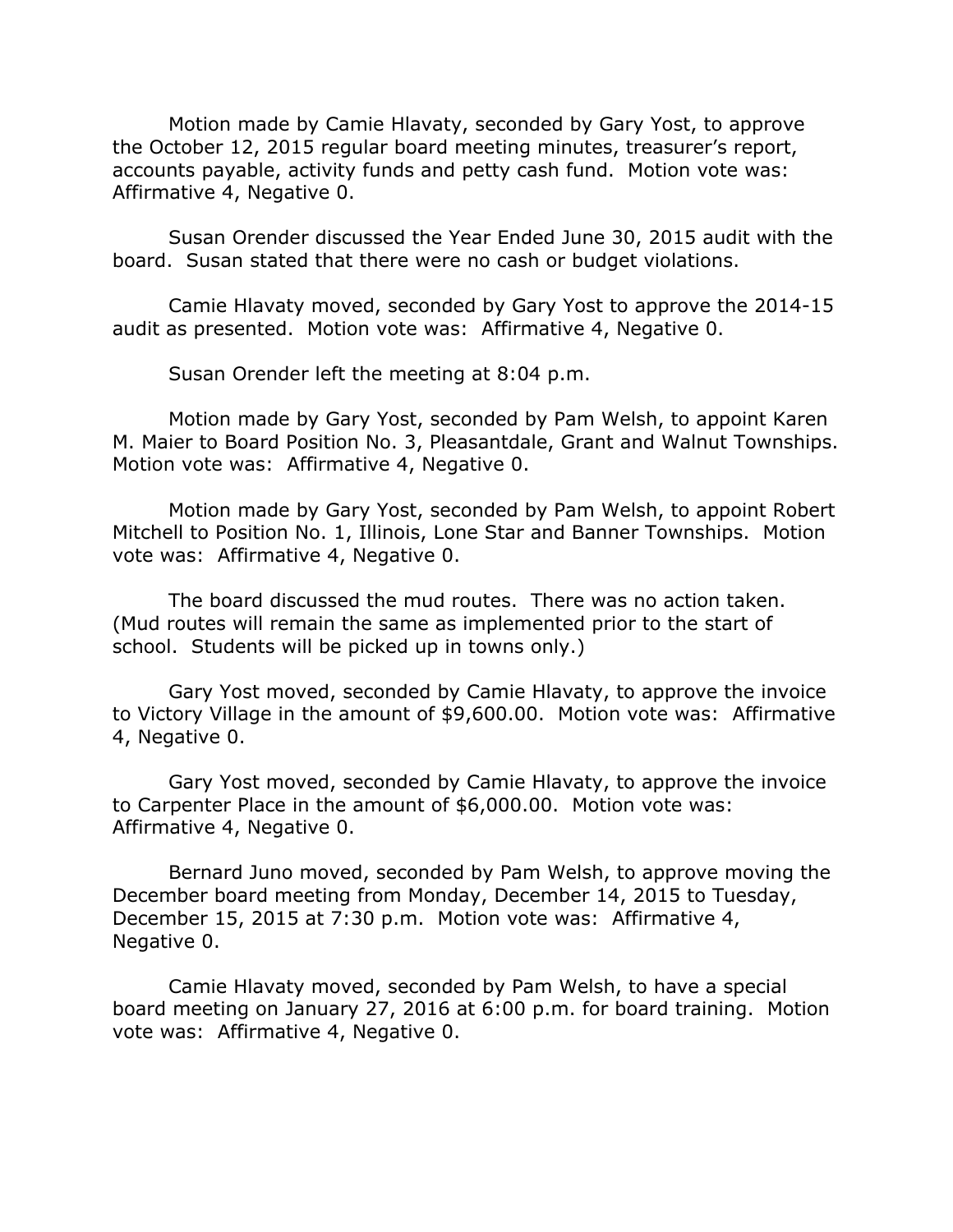Motion made by Camie Hlavaty, seconded by Gary Yost, to approve the October 12, 2015 regular board meeting minutes, treasurer's report, accounts payable, activity funds and petty cash fund. Motion vote was: Affirmative 4, Negative 0.

Susan Orender discussed the Year Ended June 30, 2015 audit with the board. Susan stated that there were no cash or budget violations.

Camie Hlavaty moved, seconded by Gary Yost to approve the 2014-15 audit as presented. Motion vote was: Affirmative 4, Negative 0.

Susan Orender left the meeting at 8:04 p.m.

Motion made by Gary Yost, seconded by Pam Welsh, to appoint Karen M. Maier to Board Position No. 3, Pleasantdale, Grant and Walnut Townships. Motion vote was: Affirmative 4, Negative 0.

Motion made by Gary Yost, seconded by Pam Welsh, to appoint Robert Mitchell to Position No. 1, Illinois, Lone Star and Banner Townships. Motion vote was: Affirmative 4, Negative 0.

The board discussed the mud routes. There was no action taken. (Mud routes will remain the same as implemented prior to the start of school. Students will be picked up in towns only.)

Gary Yost moved, seconded by Camie Hlavaty, to approve the invoice to Victory Village in the amount of $9,600.00. Motion vote was: Affirmative 4, Negative 0.

Gary Yost moved, seconded by Camie Hlavaty, to approve the invoice to Carpenter Place in the amount of $6,000.00. Motion vote was: Affirmative 4, Negative 0.

Bernard Juno moved, seconded by Pam Welsh, to approve moving the December board meeting from Monday, December 14, 2015 to Tuesday, December 15, 2015 at 7:30 p.m. Motion vote was: Affirmative 4, Negative 0.

Camie Hlavaty moved, seconded by Pam Welsh, to have a special board meeting on January 27, 2016 at 6:00 p.m. for board training. Motion vote was: Affirmative 4, Negative 0.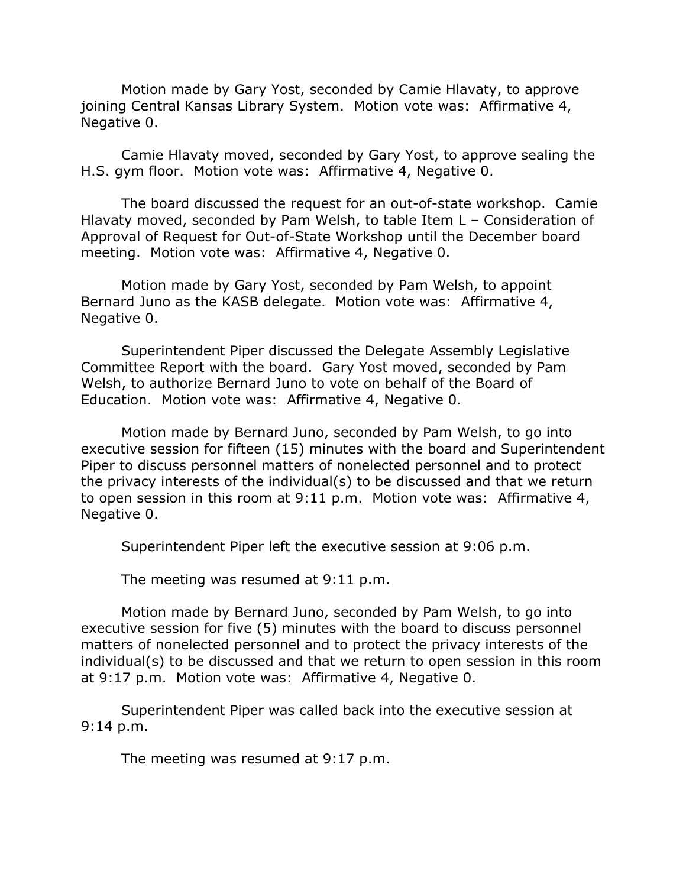Motion made by Gary Yost, seconded by Camie Hlavaty, to approve joining Central Kansas Library System. Motion vote was: Affirmative 4, Negative 0.

Camie Hlavaty moved, seconded by Gary Yost, to approve sealing the H.S. gym floor. Motion vote was: Affirmative 4, Negative 0.

The board discussed the request for an out-of-state workshop. Camie Hlavaty moved, seconded by Pam Welsh, to table Item L – Consideration of Approval of Request for Out-of-State Workshop until the December board meeting. Motion vote was: Affirmative 4, Negative 0.

Motion made by Gary Yost, seconded by Pam Welsh, to appoint Bernard Juno as the KASB delegate. Motion vote was: Affirmative 4, Negative 0.

Superintendent Piper discussed the Delegate Assembly Legislative Committee Report with the board. Gary Yost moved, seconded by Pam Welsh, to authorize Bernard Juno to vote on behalf of the Board of Education. Motion vote was: Affirmative 4, Negative 0.

Motion made by Bernard Juno, seconded by Pam Welsh, to go into executive session for fifteen (15) minutes with the board and Superintendent Piper to discuss personnel matters of nonelected personnel and to protect the privacy interests of the individual(s) to be discussed and that we return to open session in this room at 9:11 p.m. Motion vote was: Affirmative 4, Negative 0.

Superintendent Piper left the executive session at 9:06 p.m.

The meeting was resumed at 9:11 p.m.

Motion made by Bernard Juno, seconded by Pam Welsh, to go into executive session for five (5) minutes with the board to discuss personnel matters of nonelected personnel and to protect the privacy interests of the individual(s) to be discussed and that we return to open session in this room at 9:17 p.m. Motion vote was: Affirmative 4, Negative 0.

Superintendent Piper was called back into the executive session at 9:14 p.m.

The meeting was resumed at 9:17 p.m.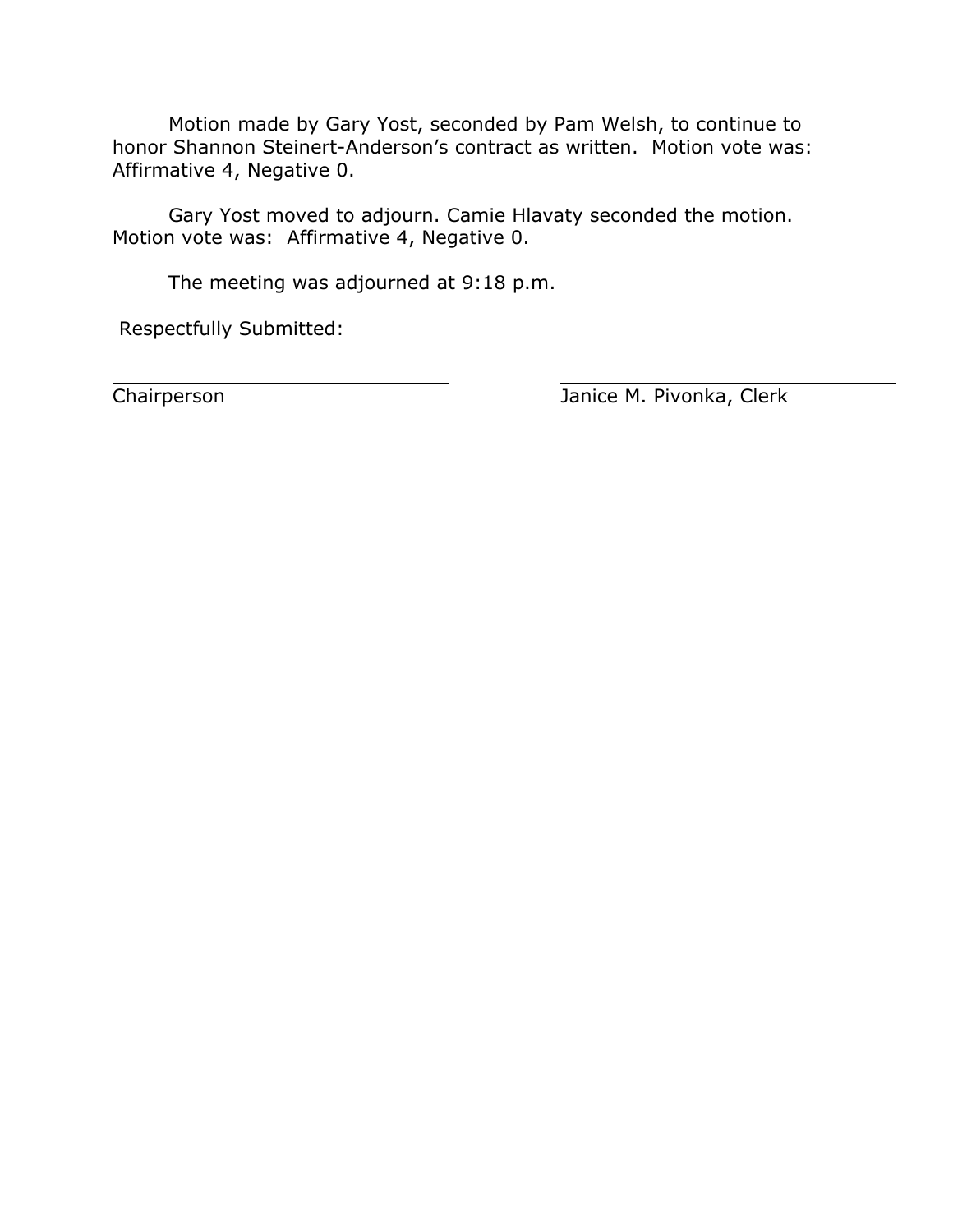Motion made by Gary Yost, seconded by Pam Welsh, to continue to honor Shannon Steinert-Anderson's contract as written. Motion vote was: Affirmative 4, Negative 0.

Gary Yost moved to adjourn. Camie Hlavaty seconded the motion. Motion vote was: Affirmative 4, Negative 0.

The meeting was adjourned at 9:18 p.m.

Respectfully Submitted:

| | |
|---|---|
| _______________________________ | _______________________________ |
| Chairperson | Janice M. Pivonka, Clerk |